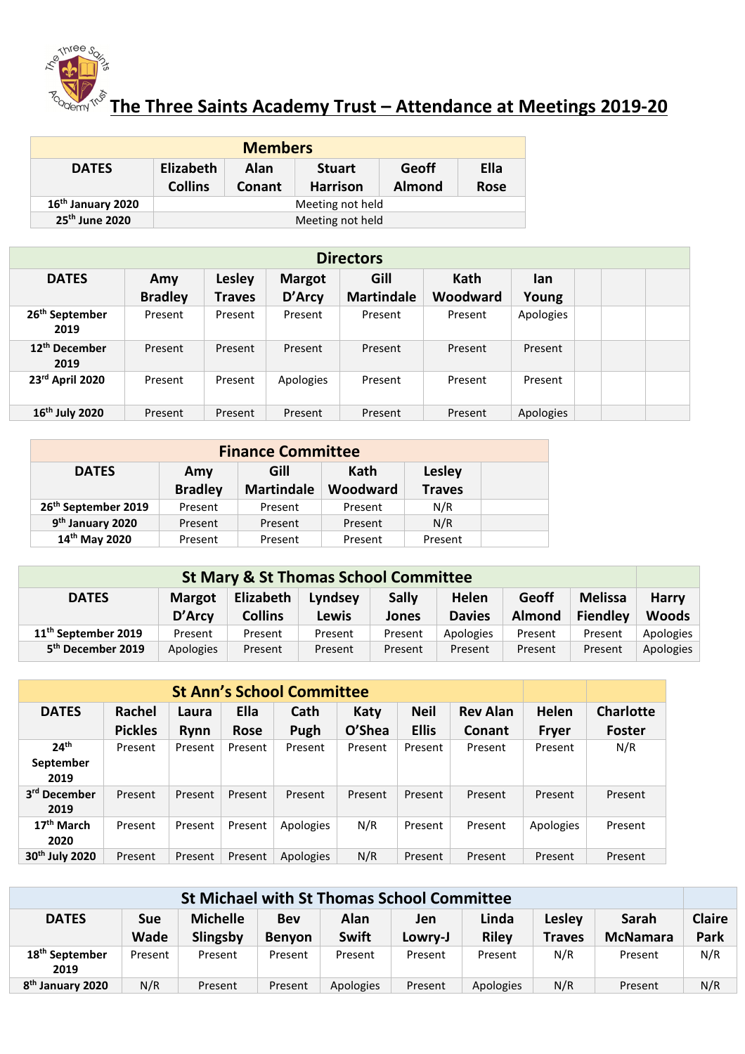# The Three Saints Academy Trust – Attendance at Meetings 2019-20

| Members | | | | | |
|---|---|---|---|---|---|
| DATES | Elizabeth Collins | Alan Conant | Stuart Harrison | Geoff Almond | Ella Rose |
| 16th January 2020 | Meeting not held | | | | |
| 25th June 2020 | Meeting not held | | | | |

| Directors | | | | | | | | | |
|---|---|---|---|---|---|---|---|---|---|
| DATES | Amy Bradley | Lesley Traves | Margot D'Arcy | Gill Martindale | Kath Woodward | Ian Young | | | |
| 26th September 2019 | Present | Present | Present | Present | Present | Apologies | | | |
| 12th December 2019 | Present | Present | Present | Present | Present | Present | | | |
| 23rd April 2020 | Present | Present | Apologies | Present | Present | Present | | | |
| 16th July 2020 | Present | Present | Present | Present | Present | Apologies | | | |

| Finance Committee | | | | | |
|---|---|---|---|---|---|
| DATES | Amy Bradley | Gill Martindale | Kath Woodward | Lesley Traves | |
| 26th September 2019 | Present | Present | Present | N/R | |
| 9th January 2020 | Present | Present | Present | N/R | |
| 14th May 2020 | Present | Present | Present | Present | |

| St Mary & St Thomas School Committee | | | | | | | | |
|---|---|---|---|---|---|---|---|---|
| DATES | Margot D'Arcy | Elizabeth Collins | Lyndsey Lewis | Sally Jones | Helen Davies | Geoff Almond | Melissa Fiendley | Harry Woods |
| 11th September 2019 | Present | Present | Present | Present | Apologies | Present | Present | Apologies |
| 5th December 2019 | Apologies | Present | Present | Present | Present | Present | Present | Apologies |

| St Ann's School Committee | | | | | | | | | |
|---|---|---|---|---|---|---|---|---|---|
| DATES | Rachel Pickles | Laura Rynn | Ella Rose | Cath Pugh | Katy O'Shea | Neil Ellis | Rev Alan Conant | Helen Fryer | Charlotte Foster |
| 24th September 2019 | Present | Present | Present | Present | Present | Present | Present | Present | N/R |
| 3rd December 2019 | Present | Present | Present | Present | Present | Present | Present | Present | Present |
| 17th March 2020 | Present | Present | Present | Apologies | N/R | Present | Present | Apologies | Present |
| 30th July 2020 | Present | Present | Present | Apologies | N/R | Present | Present | Present | Present |

| St Michael with St Thomas School Committee | | | | | | | | | |
|---|---|---|---|---|---|---|---|---|---|
| DATES | Sue Wade | Michelle Slingsby | Bev Benyon | Alan Swift | Jen Lowry-J | Linda Riley | Lesley Traves | Sarah McNamara | Claire Park |
| 18th September 2019 | Present | Present | Present | Present | Present | Present | N/R | Present | N/R |
| 8th January 2020 | N/R | Present | Present | Apologies | Present | Apologies | N/R | Present | N/R |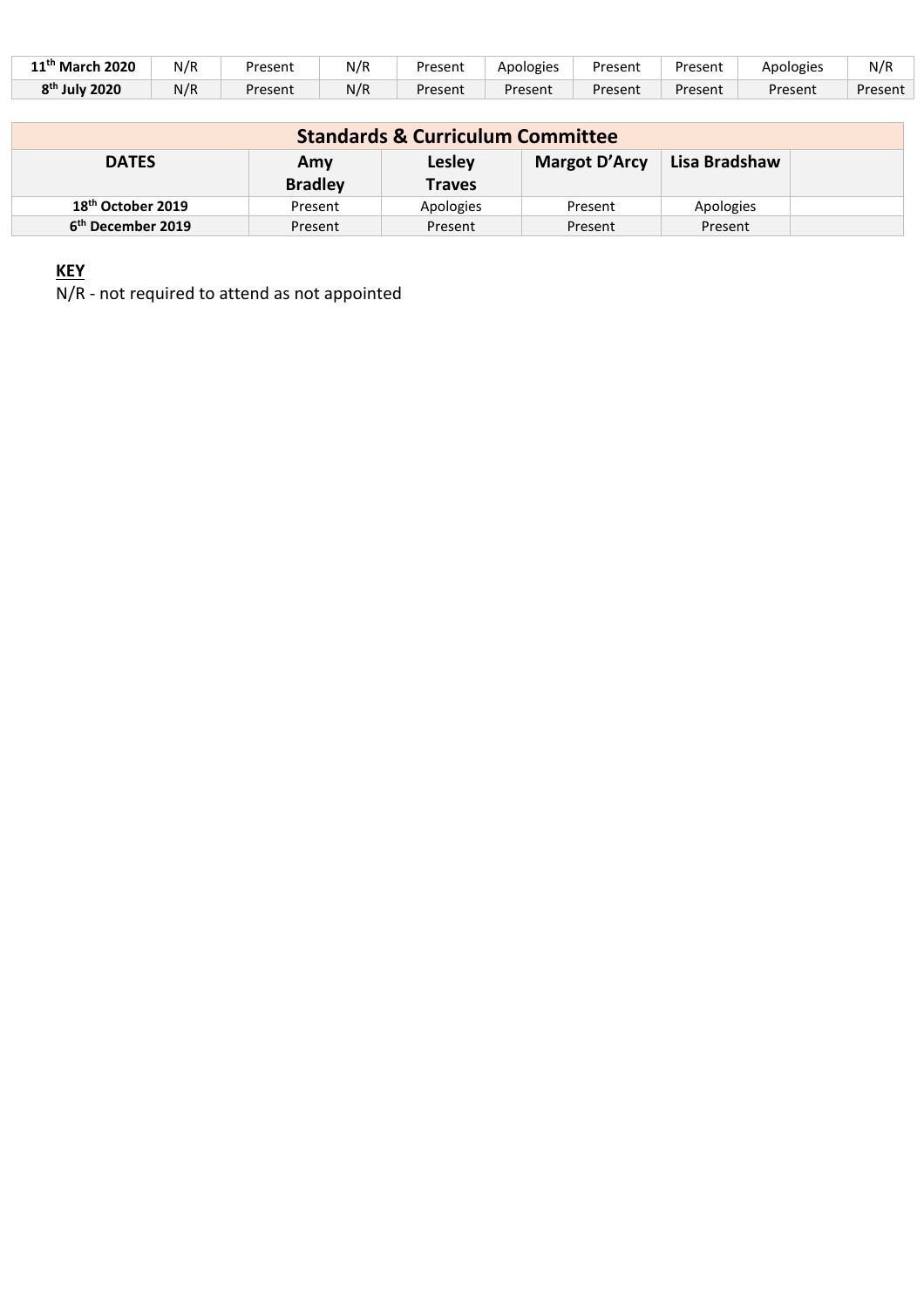| | | | | | | | | | |
|---|---|---|---|---|---|---|---|---|---|
| **11th March 2020** | N/R | Present | N/R | Present | Apologies | Present | Present | Apologies | N/R |
| **8th July 2020** | N/R | Present | N/R | Present | Present | Present | Present | Present | Present |

| **Standards & Curriculum Committee** | | | | | |
|---|---|---|---|---|---|
| **DATES** | **Amy Bradley** | **Lesley Traves** | **Margot D'Arcy** | **Lisa Bradshaw** | |
| **18th October 2019** | Present | Apologies | Present | Apologies | |
| **6th December 2019** | Present | Present | Present | Present | |

**KEY**

N/R - not required to attend as not appointed